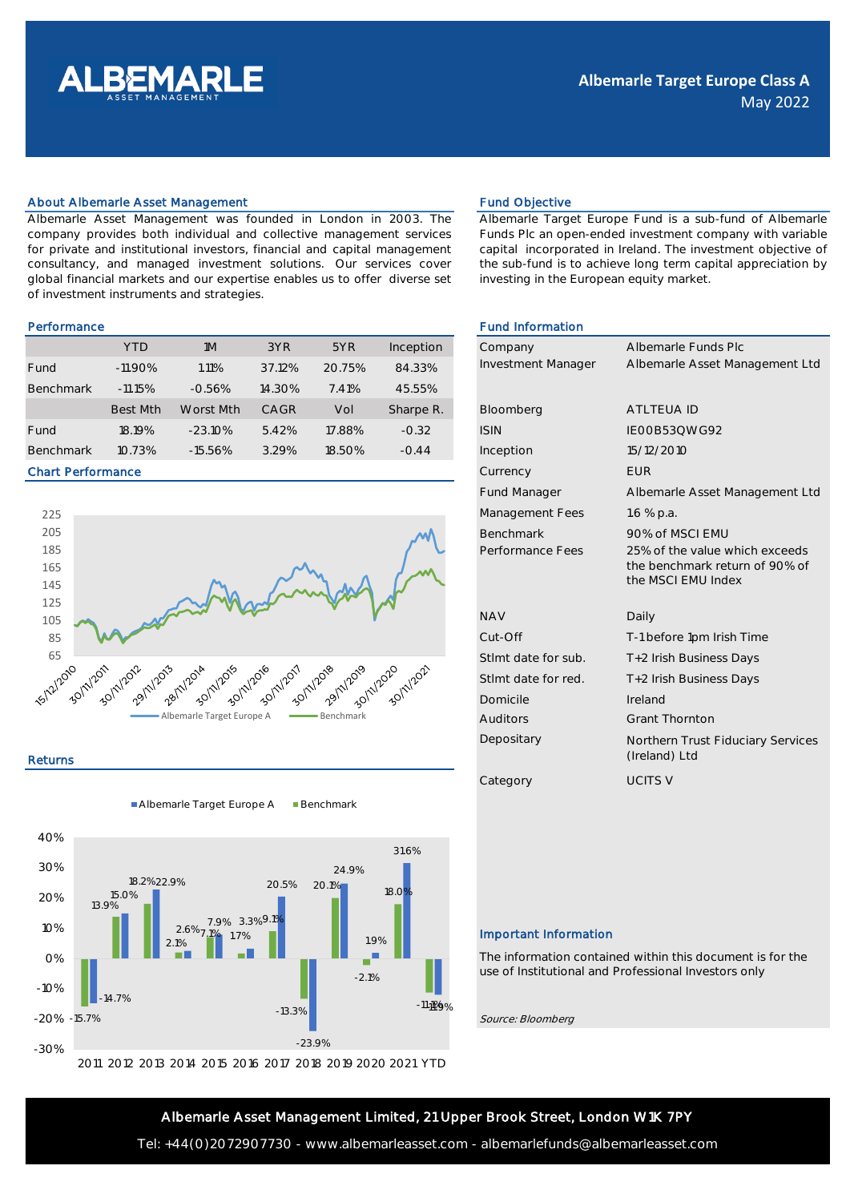# Albemarle Target Europe Class A

May 2022

## About Albemarle Asset Management

Albemarle Asset Management was founded in London in 2003. The company provides both individual and collective management services for private and institutional investors, financial and capital management consultancy, and managed investment solutions. Our services cover global financial markets and our expertise enables us to offer diverse set of investment instruments and strategies.

## Fund Objective

Albemarle Target Europe Fund is a sub-fund of Albemarle Funds Plc an open-ended investment company with variable capital incorporated in Ireland. The investment objective of the sub-fund is to achieve long term capital appreciation by investing in the European equity market.

## Performance

| | YTD | 1M | 3YR | 5YR | Inception |
|---|---|---|---|---|---|
| Fund | -11.90% | 1.11% | 37.12% | 20.75% | 84.33% |
| Benchmark | -11.15% | -0.56% | 14.30% | 7.41% | 45.55% |
| | **Best Mth** | **Worst Mth** | **CAGR** | **Vol** | **Sharpe R.** |
| Fund | 18.19% | -23.10% | 5.42% | 17.88% | -0.32 |
| Benchmark | 10.73% | -15.56% | 3.29% | 18.50% | -0.44 |

## Chart Performance

## Returns

## Fund Information

| | |
|---|---|
| Company | Albemarle Funds Plc |
| Investment Manager | Albemarle Asset Management Ltd |
| Bloomberg | ATLTEUA ID |
| ISIN | IE00B53QWG92 |
| Inception | 15/12/2010 |
| Currency | EUR |
| Fund Manager | Albemarle Asset Management Ltd |
| Management Fees | 1.6 % p.a. |
| Benchmark | 90% of MSCI EMU |
| Performance Fees | 25% of the value which exceeds the benchmark return of 90% of the MSCI EMU Index |
| NAV | Daily |
| Cut-Off | T-1 before 1pm Irish Time |
| Stlmt date for sub. | T+2 Irish Business Days |
| Stlmt date for red. | T+2 Irish Business Days |
| Domicile | Ireland |
| Auditors | Grant Thornton |
| Depositary | Northern Trust Fiduciary Services (Ireland) Ltd |
| Category | UCITS V |

## Important Information

The information contained within this document is for the use of Institutional and Professional Investors only

*Source: Bloomberg*

Albemarle Asset Management Limited, 21 Upper Brook Street, London W1K 7PY

Tel: +44(0)2072907730 - www.albemarleasset.com - albemarlefunds@albemarleasset.com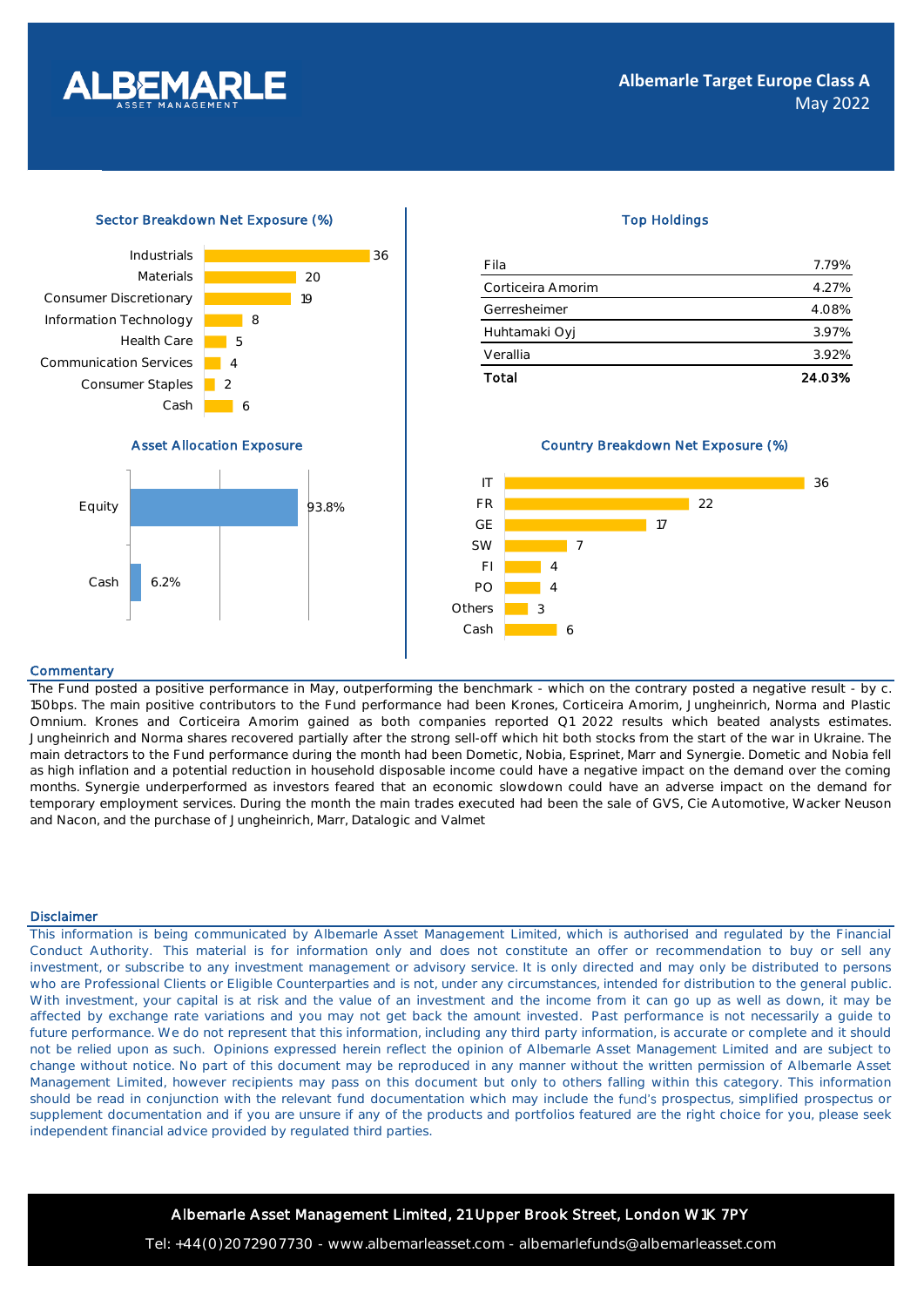# Albemarle Target Europe Class A
May 2022

## Sector Breakdown Net Exposure (%)

Industrials 36
Materials 20
Consumer Discretionary 19
Information Technology 8
Health Care 5
Communication Services 4
Consumer Staples 2
Cash 6

## Top Holdings

| | |
|---|---|
| Fila | 7.79% |
| Corticeira Amorim | 4.27% |
| Gerresheimer | 4.08% |
| Huhtamaki Oyj | 3.97% |
| Verallia | 3.92% |
| **Total** | **24.03%** |

## Asset Allocation Exposure

Equity 93.8%
Cash 6.2%

## Country Breakdown Net Exposure (%)

IT 36
FR 22
GE 17
SW 7
FI 4
PO 4
Others 3
Cash 6

## Commentary

The Fund posted a positive performance in May, outperforming the benchmark - which on the contrary posted a negative result - by c. 150bps. The main positive contributors to the Fund performance had been Krones, Corticeira Amorim, Jungheinrich, Norma and Plastic Omnium. Krones and Corticeira Amorim gained as both companies reported Q1 2022 results which beated analysts estimates. Jungheinrich and Norma shares recovered partially after the strong sell-off which hit both stocks from the start of the war in Ukraine. The main detractors to the Fund performance during the month had been Dometic, Nobia, Esprinet, Marr and Synergie. Dometic and Nobia fell as high inflation and a potential reduction in household disposable income could have a negative impact on the demand over the coming months. Synergie underperformed as investors feared that an economic slowdown could have an adverse impact on the demand for temporary employment services. During the month the main trades executed had been the sale of GVS, Cie Automotive, Wacker Neuson and Nacon, and the purchase of Jungheinrich, Marr, Datalogic and Valmet

## Disclaimer

This information is being communicated by Albemarle Asset Management Limited, which is authorised and regulated by the Financial Conduct Authority. This material is for information only and does not constitute an offer or recommendation to buy or sell any investment, or subscribe to any investment management or advisory service. It is only directed and may only be distributed to persons who are Professional Clients or Eligible Counterparties and is not, under any circumstances, intended for distribution to the general public. With investment, your capital is at risk and the value of an investment and the income from it can go up as well as down, it may be affected by exchange rate variations and you may not get back the amount invested. Past performance is not necessarily a guide to future performance. We do not represent that this information, including any third party information, is accurate or complete and it should not be relied upon as such. Opinions expressed herein reflect the opinion of Albemarle Asset Management Limited and are subject to change without notice. No part of this document may be reproduced in any manner without the written permission of Albemarle Asset Management Limited, however recipients may pass on this document but only to others falling within this category. This information should be read in conjunction with the relevant fund documentation which may include the fund's prospectus, simplified prospectus or supplement documentation and if you are unsure if any of the products and portfolios featured are the right choice for you, please seek independent financial advice provided by regulated third parties.

Albemarle Asset Management Limited, 21 Upper Brook Street, London W1K 7PY

Tel: +44(0)2072907730 - www.albemarleasset.com - albemarlefunds@albemarleasset.com